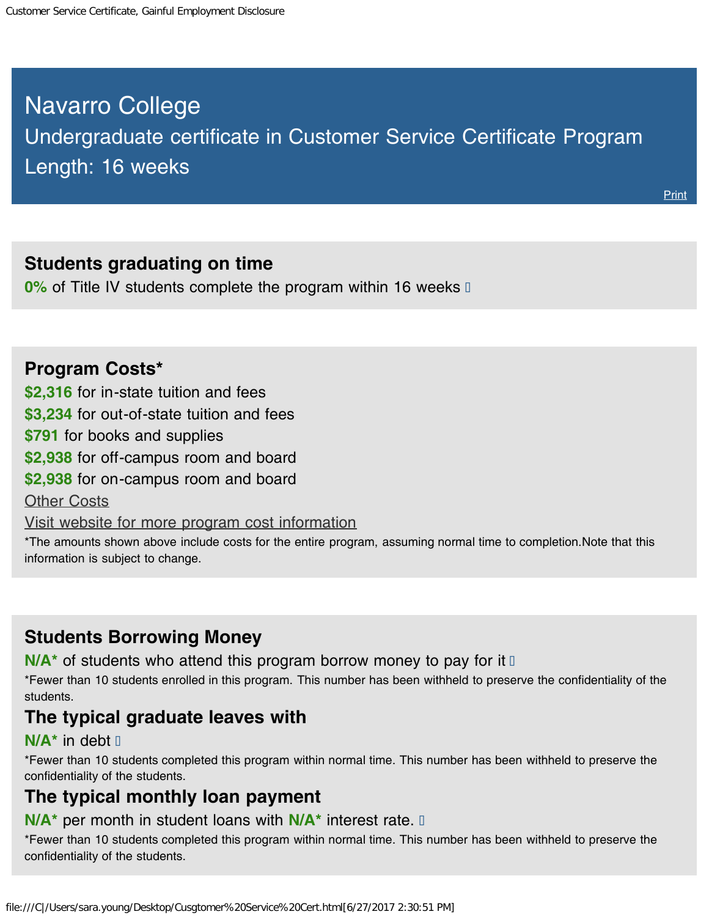# Navarro College

## Undergraduate certificate in Customer Service Certificate Program

## Length: 16 weeks

Print

### Students graduating on time

**0%** of Title IV students complete the program within 16 weeks

### Program Costs*

**$2,316** for in-state tuition and fees

**$3,234** for out-of-state tuition and fees

**$791** for books and supplies

**$2,938** for off-campus room and board

**$2,938** for on-campus room and board

Other Costs

Visit website for more program cost information

*The amounts shown above include costs for the entire program, assuming normal time to completion.Note that this information is subject to change.

### Students Borrowing Money

**N/A*** of students who attend this program borrow money to pay for it

*Fewer than 10 students enrolled in this program. This number has been withheld to preserve the confidentiality of the students.

### The typical graduate leaves with

**N/A*** in debt

*Fewer than 10 students completed this program within normal time. This number has been withheld to preserve the confidentiality of the students.

### The typical monthly loan payment

**N/A*** per month in student loans with **N/A*** interest rate.

*Fewer than 10 students completed this program within normal time. This number has been withheld to preserve the confidentiality of the students.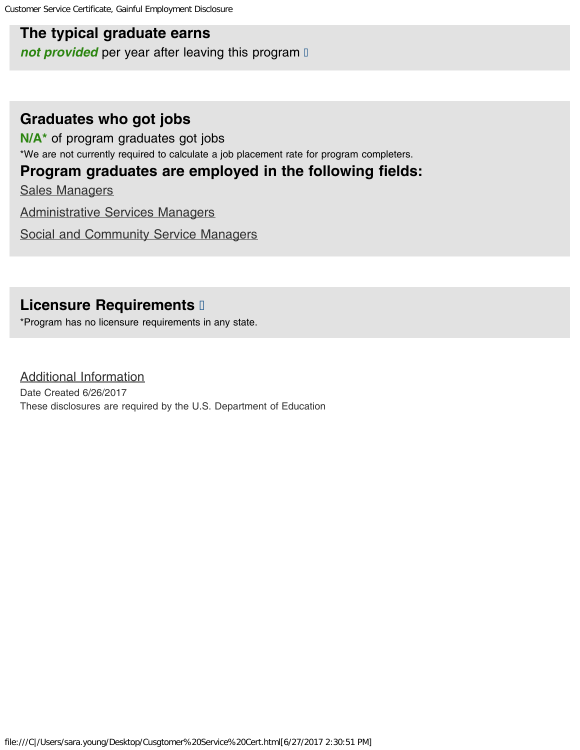## The typical graduate earns

***not provided*** per year after leaving this program

## Graduates who got jobs

**N/A*** of program graduates got jobs

*We are not currently required to calculate a job placement rate for program completers.

## Program graduates are employed in the following fields:

Sales Managers

Administrative Services Managers

Social and Community Service Managers

## Licensure Requirements

*Program has no licensure requirements in any state.

Additional Information

Date Created 6/26/2017

These disclosures are required by the U.S. Department of Education